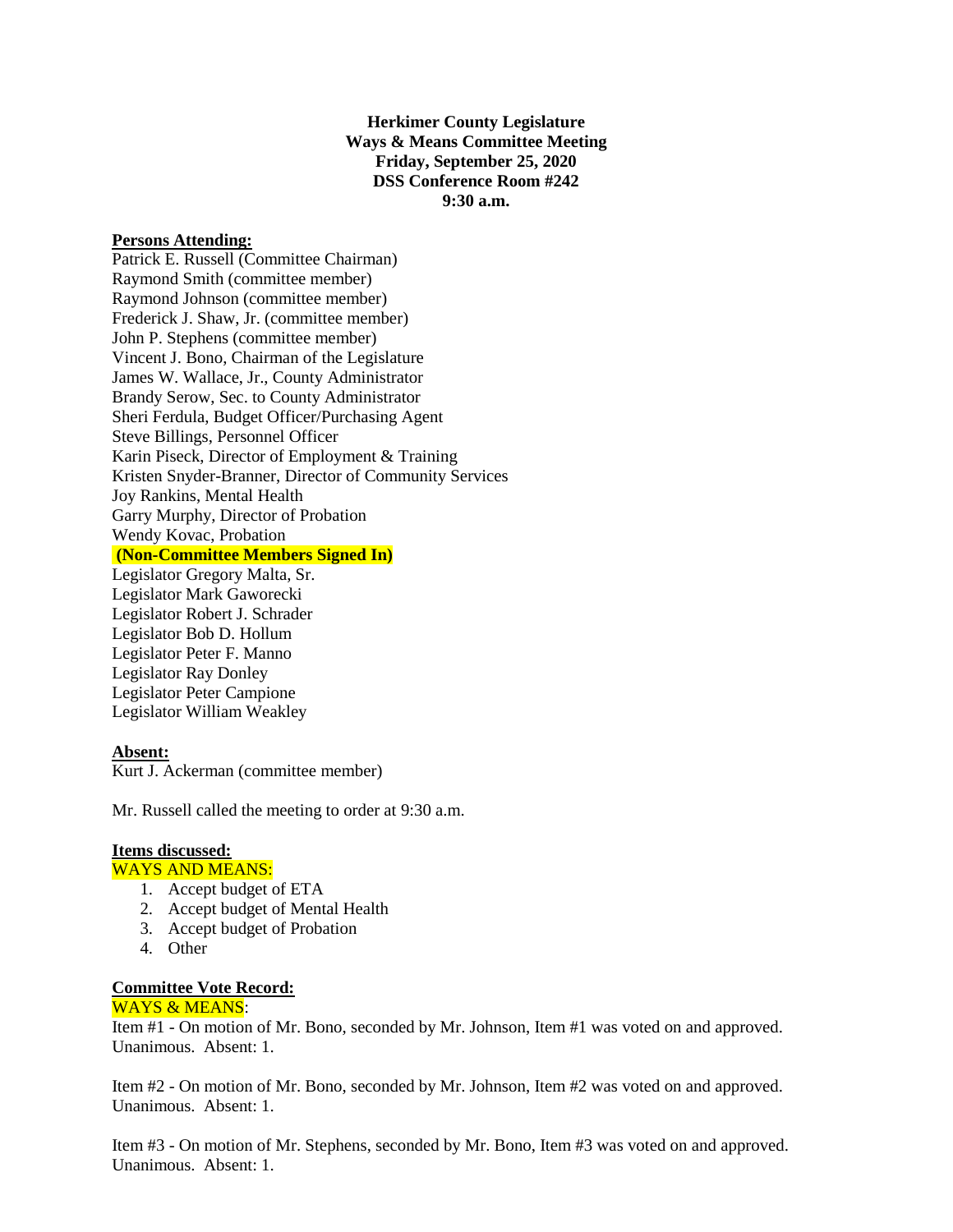**Herkimer County Legislature**
**Ways & Means Committee Meeting**
**Friday, September 25, 2020**
**DSS Conference Room #242**
**9:30 a.m.**

**Persons Attending:**

Patrick E. Russell (Committee Chairman)
Raymond Smith (committee member)
Raymond Johnson (committee member)
Frederick J. Shaw, Jr. (committee member)
John P. Stephens (committee member)
Vincent J. Bono, Chairman of the Legislature
James W. Wallace, Jr., County Administrator
Brandy Serow, Sec. to County Administrator
Sheri Ferdula, Budget Officer/Purchasing Agent
Steve Billings, Personnel Officer
Karin Piseck, Director of Employment & Training
Kristen Snyder-Branner, Director of Community Services
Joy Rankins, Mental Health
Garry Murphy, Director of Probation
Wendy Kovac, Probation

**(Non-Committee Members Signed In)**

Legislator Gregory Malta, Sr.
Legislator Mark Gaworecki
Legislator Robert J. Schrader
Legislator Bob D. Hollum
Legislator Peter F. Manno
Legislator Ray Donley
Legislator Peter Campione
Legislator William Weakley

**Absent:**

Kurt J. Ackerman (committee member)

Mr. Russell called the meeting to order at 9:30 a.m.

**Items discussed:**

WAYS AND MEANS:

1. Accept budget of ETA
2. Accept budget of Mental Health
3. Accept budget of Probation
4. Other

**Committee Vote Record:**

WAYS & MEANS:

Item #1 - On motion of Mr. Bono, seconded by Mr. Johnson, Item #1 was voted on and approved. Unanimous. Absent: 1.

Item #2 - On motion of Mr. Bono, seconded by Mr. Johnson, Item #2 was voted on and approved. Unanimous. Absent: 1.

Item #3 - On motion of Mr. Stephens, seconded by Mr. Bono, Item #3 was voted on and approved. Unanimous. Absent: 1.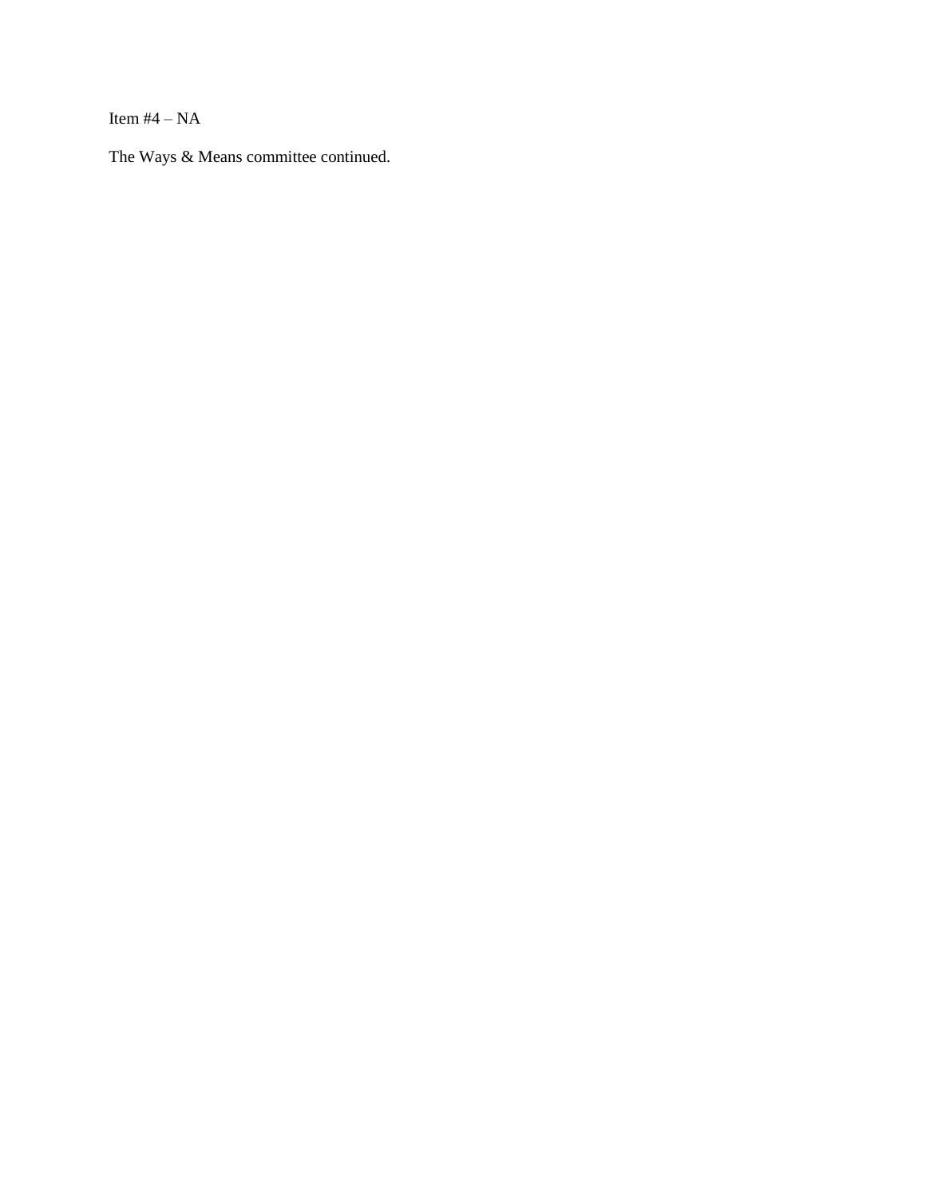Item #4 – NA

The Ways & Means committee continued.